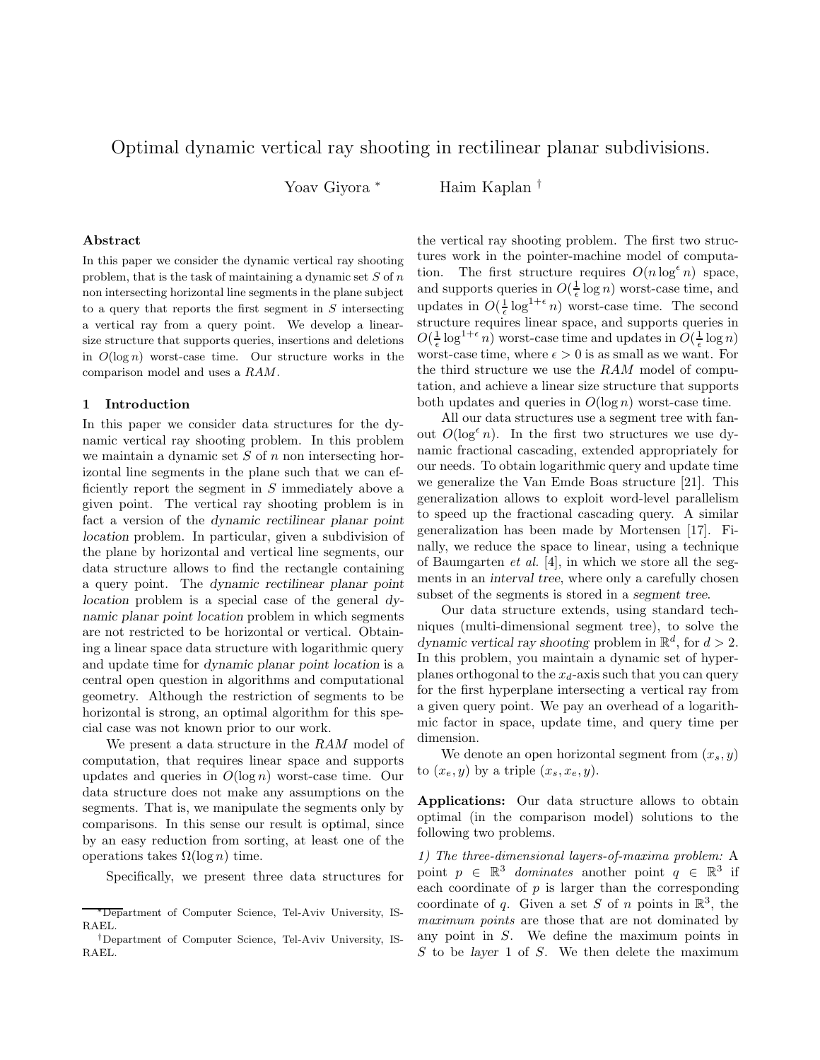# Optimal dynamic vertical ray shooting in rectilinear planar subdivisions.

Yoav Giyora *  Haim Kaplan †

### Abstract

In this paper we consider the dynamic vertical ray shooting problem, that is the task of maintaining a dynamic set $S$ of $n$ non intersecting horizontal line segments in the plane subject to a query that reports the first segment in $S$ intersecting a vertical ray from a query point. We develop a linear-size structure that supports queries, insertions and deletions in $O(\log n)$ worst-case time. Our structure works in the comparison model and uses a *RAM*.

## 1 Introduction

In this paper we consider data structures for the dynamic vertical ray shooting problem. In this problem we maintain a dynamic set $S$ of $n$ non intersecting horizontal line segments in the plane such that we can efficiently report the segment in $S$ immediately above a given point. The vertical ray shooting problem is in fact a version of the *dynamic rectilinear planar point location* problem. In particular, given a subdivision of the plane by horizontal and vertical line segments, our data structure allows to find the rectangle containing a query point. The *dynamic rectilinear planar point location* problem is a special case of the general *dynamic planar point location* problem in which segments are not restricted to be horizontal or vertical. Obtaining a linear space data structure with logarithmic query and update time for *dynamic planar point location* is a central open question in algorithms and computational geometry. Although the restriction of segments to be horizontal is strong, an optimal algorithm for this special case was not known prior to our work.

We present a data structure in the *RAM* model of computation, that requires linear space and supports updates and queries in $O(\log n)$ worst-case time. Our data structure does not make any assumptions on the segments. That is, we manipulate the segments only by comparisons. In this sense our result is optimal, since by an easy reduction from sorting, at least one of the operations takes $\Omega(\log n)$ time.

Specifically, we present three data structures for the vertical ray shooting problem. The first two structures work in the pointer-machine model of computation. The first structure requires $O(n \log^{\epsilon} n)$ space, and supports queries in $O(\frac{1}{\epsilon} \log n)$ worst-case time, and updates in $O(\frac{1}{\epsilon} \log^{1+\epsilon} n)$ worst-case time. The second structure requires linear space, and supports queries in $O(\frac{1}{\epsilon} \log^{1+\epsilon} n)$ worst-case time and updates in $O(\frac{1}{\epsilon} \log n)$ worst-case time, where $\epsilon > 0$ is as small as we want. For the third structure we use the *RAM* model of computation, and achieve a linear size structure that supports both updates and queries in $O(\log n)$ worst-case time.

All our data structures use a segment tree with fanout $O(\log^{\epsilon} n)$. In the first two structures we use dynamic fractional cascading, extended appropriately for our needs. To obtain logarithmic query and update time we generalize the Van Emde Boas structure [21]. This generalization allows to exploit word-level parallelism to speed up the fractional cascading query. A similar generalization has been made by Mortensen [17]. Finally, we reduce the space to linear, using a technique of Baumgarten *et al.* [4], in which we store all the segments in an *interval tree*, where only a carefully chosen subset of the segments is stored in a *segment tree*.

Our data structure extends, using standard techniques (multi-dimensional segment tree), to solve the *dynamic vertical ray shooting* problem in $\mathbb{R}^d$, for $d > 2$. In this problem, you maintain a dynamic set of hyperplanes orthogonal to the $x_d$-axis such that you can query for the first hyperplane intersecting a vertical ray from a given query point. We pay an overhead of a logarithmic factor in space, update time, and query time per dimension.

We denote an open horizontal segment from $(x_s, y)$ to $(x_e, y)$ by a triple $(x_s, x_e, y)$.

**Applications:** Our data structure allows to obtain optimal (in the comparison model) solutions to the following two problems.

*1) The three-dimensional layers-of-maxima problem:* A point $p \in \mathbb{R}^3$ *dominates* another point $q \in \mathbb{R}^3$ if each coordinate of $p$ is larger than the corresponding coordinate of $q$. Given a set $S$ of $n$ points in $\mathbb{R}^3$, the *maximum points* are those that are not dominated by any point in $S$. We define the maximum points in $S$ to be *layer* 1 of $S$. We then delete the maximum

---

*Department of Computer Science, Tel-Aviv University, ISRAEL.

†Department of Computer Science, Tel-Aviv University, ISRAEL.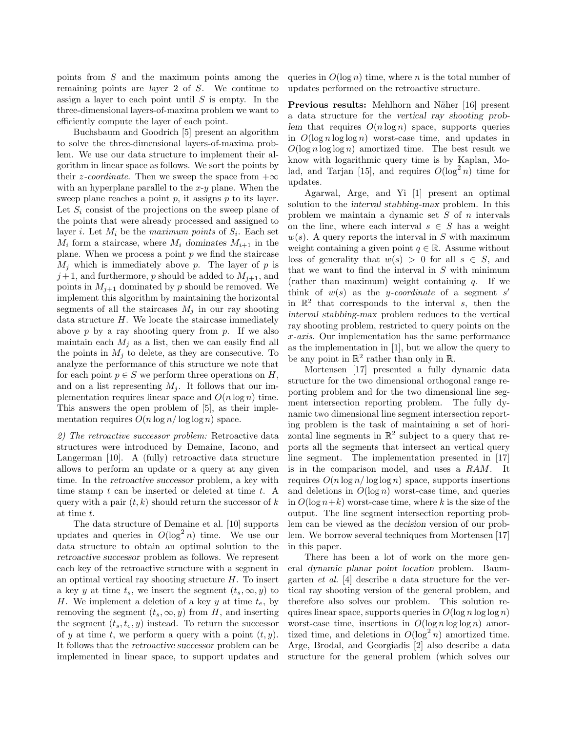points from $S$ and the maximum points among the remaining points are *layer* 2 of $S$. We continue to assign a layer to each point until $S$ is empty. In the three-dimensional layers-of-maxima problem we want to efficiently compute the layer of each point.

Buchsbaum and Goodrich [5] present an algorithm to solve the three-dimensional layers-of-maxima problem. We use our data structure to implement their algorithm in linear space as follows. We sort the points by their *z-coordinate*. Then we sweep the space from $+\infty$ with an hyperplane parallel to the *x*-*y* plane. When the sweep plane reaches a point $p$, it assigns $p$ to its layer. Let $S_i$ consist of the projections on the sweep plane of the points that were already processed and assigned to layer $i$. Let $M_i$ be the *maximum points* of $S_i$. Each set $M_i$ form a staircase, where $M_i$ *dominates* $M_{i+1}$ in the plane. When we process a point $p$ we find the staircase $M_j$ which is immediately above $p$. The layer of $p$ is $j+1$, and furthermore, $p$ should be added to $M_{j+1}$, and points in $M_{j+1}$ dominated by $p$ should be removed. We implement this algorithm by maintaining the horizontal segments of all the staircases $M_j$ in our ray shooting data structure $H$. We locate the staircase immediately above $p$ by a ray shooting query from $p$. If we also maintain each $M_j$ as a list, then we can easily find all the points in $M_j$ to delete, as they are consecutive. To analyze the performance of this structure we note that for each point $p \in S$ we perform three operations on $H$, and on a list representing $M_j$. It follows that our implementation requires linear space and $O(n \log n)$ time. This answers the open problem of [5], as their implementation requires $O(n \log n / \log \log n)$ space.

*2) The retroactive successor problem:* Retroactive data structures were introduced by Demaine, Iacono, and Langerman [10]. A (fully) retroactive data structure allows to perform an update or a query at any given time. In the *retroactive successor* problem, a key with time stamp $t$ can be inserted or deleted at time $t$. A query with a pair $(t, k)$ should return the successor of $k$ at time $t$.

The data structure of Demaine et al. [10] supports updates and queries in $O(\log^2 n)$ time. We use our data structure to obtain an optimal solution to the *retroactive successor* problem as follows. We represent each key of the retroactive structure with a segment in an optimal vertical ray shooting structure $H$. To insert a key $y$ at time $t_s$, we insert the segment $(t_s, \infty, y)$ to $H$. We implement a deletion of a key $y$ at time $t_e$, by removing the segment $(t_s, \infty, y)$ from $H$, and inserting the segment $(t_s, t_e, y)$ instead. To return the successor of $y$ at time $t$, we perform a query with a point $(t, y)$. It follows that the *retroactive successor* problem can be implemented in linear space, to support updates and queries in $O(\log n)$ time, where $n$ is the total number of updates performed on the retroactive structure.

**Previous results:** Mehlhorn and Näher [16] present a data structure for the *vertical ray shooting problem* that requires $O(n \log n)$ space, supports queries in $O(\log n \log \log n)$ worst-case time, and updates in $O(\log n \log \log n)$ amortized time. The best result we know with logarithmic query time is by Kaplan, Molad, and Tarjan [15], and requires $O(\log^2 n)$ time for updates.

Agarwal, Arge, and Yi [1] present an optimal solution to the *interval stabbing-max* problem. In this problem we maintain a dynamic set $S$ of $n$ intervals on the line, where each interval $s \in S$ has a weight $w(s)$. A query reports the interval in $S$ with maximum weight containing a given point $q \in \mathbb{R}$. Assume without loss of generality that $w(s) > 0$ for all $s \in S$, and that we want to find the interval in $S$ with minimum (rather than maximum) weight containing $q$. If we think of $w(s)$ as the *y-coordinate* of a segment $s'$ in $\mathbb{R}^2$ that corresponds to the interval $s$, then the *interval stabbing-max* problem reduces to the vertical ray shooting problem, restricted to query points on the *x-axis*. Our implementation has the same performance as the implementation in [1], but we allow the query to be any point in $\mathbb{R}^2$ rather than only in $\mathbb{R}$.

Mortensen [17] presented a fully dynamic data structure for the two dimensional orthogonal range reporting problem and for the two dimensional line segment intersection reporting problem. The fully dynamic two dimensional line segment intersection reporting problem is the task of maintaining a set of horizontal line segments in $\mathbb{R}^2$ subject to a query that reports all the segments that intersect an vertical query line segment. The implementation presented in [17] is in the comparison model, and uses a *RAM*. It requires $O(n \log n / \log \log n)$ space, supports insertions and deletions in $O(\log n)$ worst-case time, and queries in $O(\log n + k)$ worst-case time, where $k$ is the size of the output. The line segment intersection reporting problem can be viewed as the *decision* version of our problem. We borrow several techniques from Mortensen [17] in this paper.

There has been a lot of work on the more general *dynamic planar point location* problem. Baumgarten *et al.* [4] describe a data structure for the vertical ray shooting version of the general problem, and therefore also solves our problem. This solution requires linear space, supports queries in $O(\log n \log \log n)$ worst-case time, insertions in $O(\log n \log \log n)$ amortized time, and deletions in $O(\log^2 n)$ amortized time. Arge, Brodal, and Georgiadis [2] also describe a data structure for the general problem (which solves our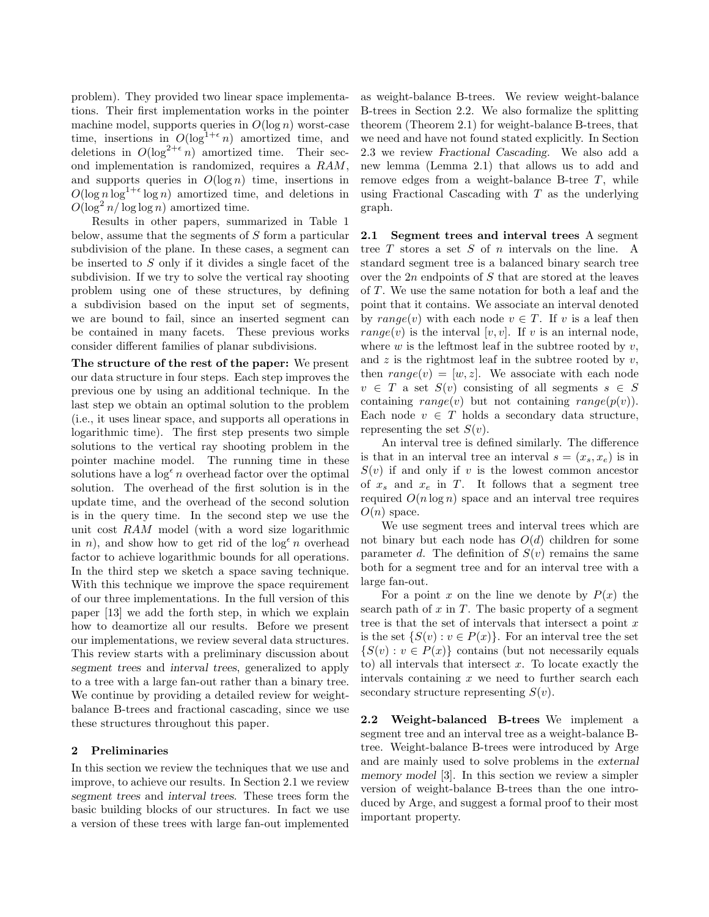problem). They provided two linear space implementations. Their first implementation works in the pointer machine model, supports queries in $O(\log n)$ worst-case time, insertions in $O(\log^{1+\epsilon} n)$ amortized time, and deletions in $O(\log^{2+\epsilon} n)$ amortized time. Their second implementation is randomized, requires a *RAM*, and supports queries in $O(\log n)$ time, insertions in $O(\log n \log^{1+\epsilon} \log n)$ amortized time, and deletions in $O(\log^2 n / \log \log n)$ amortized time.

Results in other papers, summarized in Table 1 below, assume that the segments of $S$ form a particular subdivision of the plane. In these cases, a segment can be inserted to $S$ only if it divides a single facet of the subdivision. If we try to solve the vertical ray shooting problem using one of these structures, by defining a subdivision based on the input set of segments, we are bound to fail, since an inserted segment can be contained in many facets. These previous works consider different families of planar subdivisions.

**The structure of the rest of the paper:** We present our data structure in four steps. Each step improves the previous one by using an additional technique. In the last step we obtain an optimal solution to the problem (i.e., it uses linear space, and supports all operations in logarithmic time). The first step presents two simple solutions to the vertical ray shooting problem in the pointer machine model. The running time in these solutions have a $\log^{\epsilon} n$ overhead factor over the optimal solution. The overhead of the first solution is in the update time, and the overhead of the second solution is in the query time. In the second step we use the unit cost *RAM* model (with a word size logarithmic in $n$), and show how to get rid of the $\log^{\epsilon} n$ overhead factor to achieve logarithmic bounds for all operations. In the third step we sketch a space saving technique. With this technique we improve the space requirement of our three implementations. In the full version of this paper [13] we add the forth step, in which we explain how to deamortize all our results. Before we present our implementations, we review several data structures. This review starts with a preliminary discussion about *segment trees* and *interval trees*, generalized to apply to a tree with a large fan-out rather than a binary tree. We continue by providing a detailed review for weight-balance B-trees and fractional cascading, since we use these structures throughout this paper.

## 2 Preliminaries

In this section we review the techniques that we use and improve, to achieve our results. In Section 2.1 we review *segment trees* and *interval trees*. These trees form the basic building blocks of our structures. In fact we use a version of these trees with large fan-out implemented as weight-balance B-trees. We review weight-balance B-trees in Section 2.2. We also formalize the splitting theorem (Theorem 2.1) for weight-balance B-trees, that we need and have not found stated explicitly. In Section 2.3 we review *Fractional Cascading*. We also add a new lemma (Lemma 2.1) that allows us to add and remove edges from a weight-balance B-tree $T$, while using Fractional Cascading with $T$ as the underlying graph.

**2.1 Segment trees and interval trees** A segment tree $T$ stores a set $S$ of $n$ intervals on the line. A standard segment tree is a balanced binary search tree over the $2n$ endpoints of $S$ that are stored at the leaves of $T$. We use the same notation for both a leaf and the point that it contains. We associate an interval denoted by $range(v)$ with each node $v \in T$. If $v$ is a leaf then $range(v)$ is the interval $[v, v]$. If $v$ is an internal node, where $w$ is the leftmost leaf in the subtree rooted by $v$, and $z$ is the rightmost leaf in the subtree rooted by $v$, then $range(v) = [w, z]$. We associate with each node $v \in T$ a set $S(v)$ consisting of all segments $s \in S$ containing $range(v)$ but not containing $range(p(v))$. Each node $v \in T$ holds a secondary data structure, representing the set $S(v)$.

An interval tree is defined similarly. The difference is that in an interval tree an interval $s = (x_s, x_e)$ is in $S(v)$ if and only if $v$ is the lowest common ancestor of $x_s$ and $x_e$ in $T$. It follows that a segment tree required $O(n \log n)$ space and an interval tree requires $O(n)$ space.

We use segment trees and interval trees which are not binary but each node has $O(d)$ children for some parameter $d$. The definition of $S(v)$ remains the same both for a segment tree and for an interval tree with a large fan-out.

For a point $x$ on the line we denote by $P(x)$ the search path of $x$ in $T$. The basic property of a segment tree is that the set of intervals that intersect a point $x$ is the set $\{S(v) : v \in P(x)\}$. For an interval tree the set $\{S(v) : v \in P(x)\}$ contains (but not necessarily equals to) all intervals that intersect $x$. To locate exactly the intervals containing $x$ we need to further search each secondary structure representing $S(v)$.

**2.2 Weight-balanced B-trees** We implement a segment tree and an interval tree as a weight-balance B-tree. Weight-balance B-trees were introduced by Arge and are mainly used to solve problems in the *external memory model* [3]. In this section we review a simpler version of weight-balance B-trees than the one introduced by Arge, and suggest a formal proof to their most important property.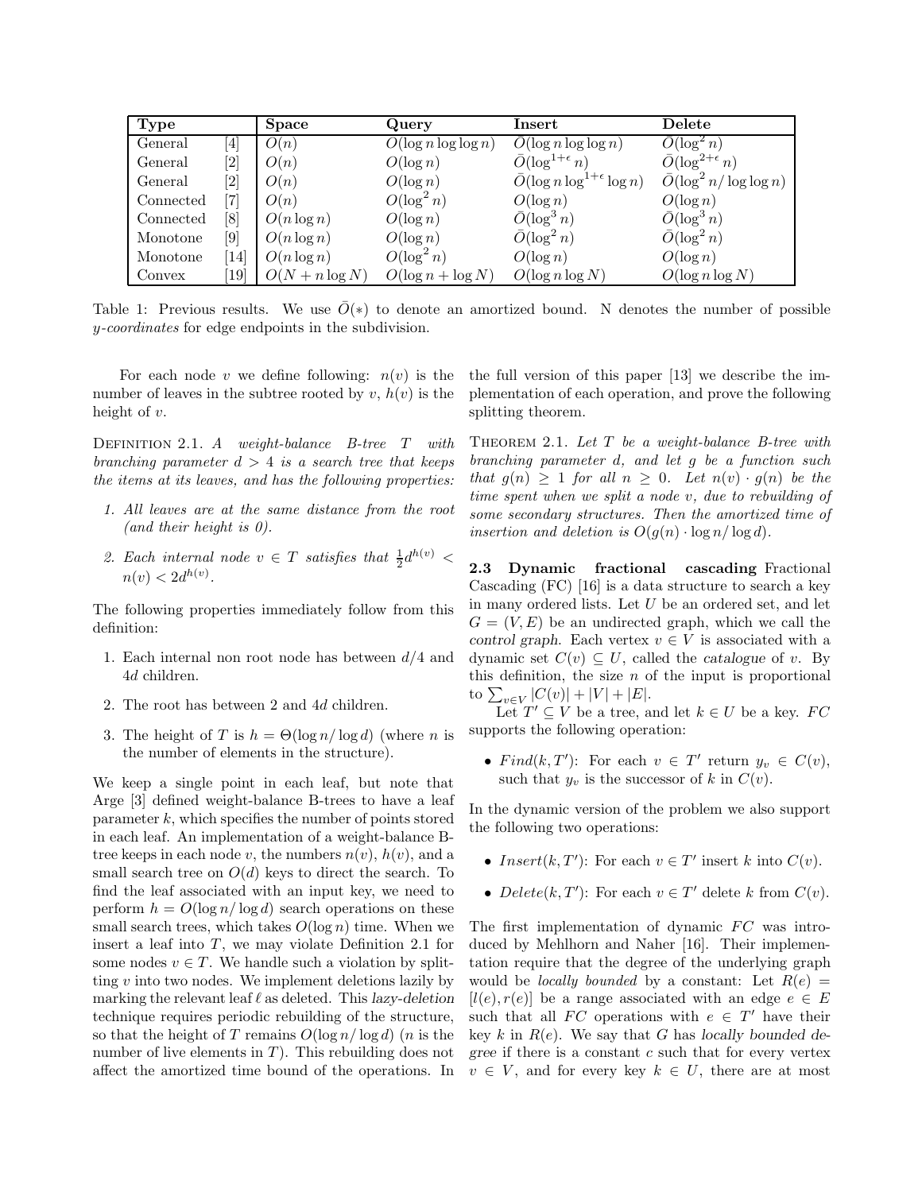| Type | | Space | Query | Insert | Delete |
|---|---|---|---|---|---|
| General | [4] | $O(n)$ | $O(\log n \log\log n)$ | $\bar{O}(\log n \log\log n)$ | $\bar{O}(\log^2 n)$ |
| General | [2] | $O(n)$ | $O(\log n)$ | $\bar{O}(\log^{1+\epsilon} n)$ | $\bar{O}(\log^{2+\epsilon} n)$ |
| General | [2] | $O(n)$ | $O(\log n)$ | $\bar{O}(\log n \log^{1+\epsilon} \log n)$ | $\bar{O}(\log^2 n/\log\log n)$ |
| Connected | [7] | $O(n)$ | $O(\log^2 n)$ | $O(\log n)$ | $O(\log n)$ |
| Connected | [8] | $O(n \log n)$ | $O(\log n)$ | $\bar{O}(\log^3 n)$ | $\bar{O}(\log^3 n)$ |
| Monotone | [9] | $O(n \log n)$ | $O(\log n)$ | $\bar{O}(\log^2 n)$ | $\bar{O}(\log^2 n)$ |
| Monotone | [14] | $O(n \log n)$ | $O(\log^2 n)$ | $O(\log n)$ | $O(\log n)$ |
| Convex | [19] | $O(N + n \log N)$ | $O(\log n + \log N)$ | $O(\log n \log N)$ | $O(\log n \log N)$ |

Table 1: Previous results. We use $\bar{O}(*)$ to denote an amortized bound. N denotes the number of possible *y-coordinates* for edge endpoints in the subdivision.

For each node $v$ we define following: $n(v)$ is the number of leaves in the subtree rooted by $v$, $h(v)$ is the height of $v$.

Definition 2.1. *A weight-balance B-tree $T$ with branching parameter $d > 4$ is a search tree that keeps the items at its leaves, and has the following properties:*

1. *All leaves are at the same distance from the root (and their height is 0).*
2. *Each internal node $v \in T$ satisfies that $\frac{1}{2}d^{h(v)} < n(v) < 2d^{h(v)}$.*

The following properties immediately follow from this definition:

1. Each internal non root node has between $d/4$ and $4d$ children.
2. The root has between 2 and $4d$ children.
3. The height of $T$ is $h = \Theta(\log n/\log d)$ (where $n$ is the number of elements in the structure).

We keep a single point in each leaf, but note that Arge [3] defined weight-balance B-trees to have a leaf parameter $k$, which specifies the number of points stored in each leaf. An implementation of a weight-balance B-tree keeps in each node $v$, the numbers $n(v)$, $h(v)$, and a small search tree on $O(d)$ keys to direct the search. To find the leaf associated with an input key, we need to perform $h = O(\log n/\log d)$ search operations on these small search trees, which takes $O(\log n)$ time. When we insert a leaf into $T$, we may violate Definition 2.1 for some nodes $v \in T$. We handle such a violation by splitting $v$ into two nodes. We implement deletions lazily by marking the relevant leaf $\ell$ as deleted. This *lazy-deletion* technique requires periodic rebuilding of the structure, so that the height of $T$ remains $O(\log n/\log d)$ ($n$ is the number of live elements in $T$). This rebuilding does not affect the amortized time bound of the operations. In the full version of this paper [13] we describe the implementation of each operation, and prove the following splitting theorem.

Theorem 2.1. *Let $T$ be a weight-balance B-tree with branching parameter $d$, and let $g$ be a function such that $g(n) \geq 1$ for all $n \geq 0$. Let $n(v) \cdot g(n)$ be the time spent when we split a node $v$, due to rebuilding of some secondary structures. Then the amortized time of insertion and deletion is $O(g(n) \cdot \log n/\log d)$.*

**2.3 Dynamic fractional cascading** Fractional Cascading (FC) [16] is a data structure to search a key in many ordered lists. Let $U$ be an ordered set, and let $G = (V, E)$ be an undirected graph, which we call the *control graph*. Each vertex $v \in V$ is associated with a dynamic set $C(v) \subseteq U$, called the *catalogue* of $v$. By this definition, the size $n$ of the input is proportional to $\sum_{v \in V} |C(v)| + |V| + |E|$.

Let $T' \subseteq V$ be a tree, and let $k \in U$ be a key. $FC$ supports the following operation:

- $Find(k, T')$: For each $v \in T'$ return $y_v \in C(v)$, such that $y_v$ is the successor of $k$ in $C(v)$.

In the dynamic version of the problem we also support the following two operations:

- $Insert(k, T')$: For each $v \in T'$ insert $k$ into $C(v)$.
- $Delete(k, T')$: For each $v \in T'$ delete $k$ from $C(v)$.

The first implementation of dynamic $FC$ was introduced by Mehlhorn and Naher [16]. Their implementation require that the degree of the underlying graph would be *locally bounded* by a constant: Let $R(e) = [l(e), r(e)]$ be a range associated with an edge $e \in E$ such that all $FC$ operations with $e \in T'$ have their key $k$ in $R(e)$. We say that $G$ has *locally bounded degree* if there is a constant $c$ such that for every vertex $v \in V$, and for every key $k \in U$, there are at most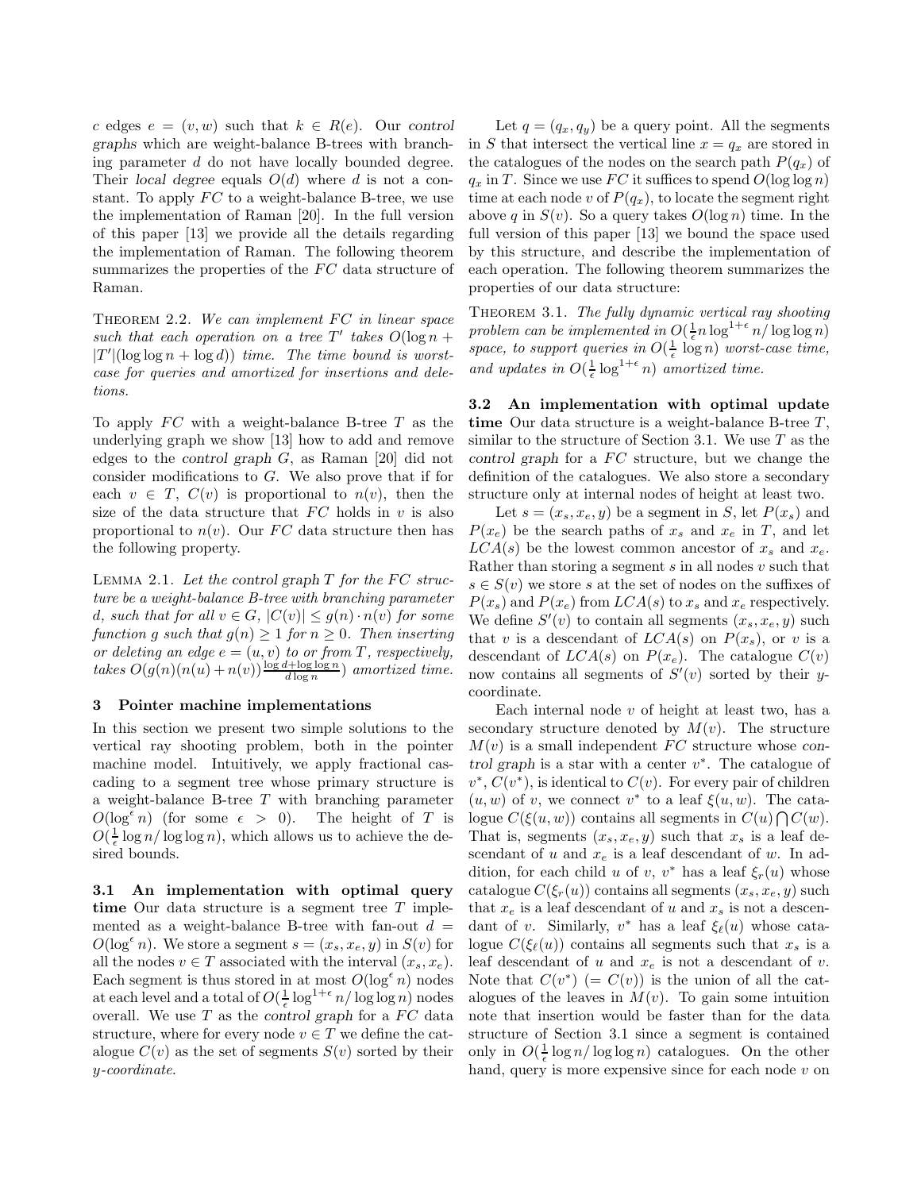$c$ edges $e = (v, w)$ such that $k \in R(e)$. Our *control graphs* which are weight-balance B-trees with branching parameter $d$ do not have locally bounded degree. Their *local degree* equals $O(d)$ where $d$ is not a constant. To apply $FC$ to a weight-balance B-tree, we use the implementation of Raman [20]. In the full version of this paper [13] we provide all the details regarding the implementation of Raman. The following theorem summarizes the properties of the $FC$ data structure of Raman.

THEOREM 2.2. *We can implement $FC$ in linear space such that each operation on a tree $T'$ takes $O(\log n + |T'|(\log\log n + \log d))$ time. The time bound is worst-case for queries and amortized for insertions and deletions.*

To apply $FC$ with a weight-balance B-tree $T$ as the underlying graph we show [13] how to add and remove edges to the *control graph* $G$, as Raman [20] did not consider modifications to $G$. We also prove that if for each $v \in T$, $C(v)$ is proportional to $n(v)$, then the size of the data structure that $FC$ holds in $v$ is also proportional to $n(v)$. Our $FC$ data structure then has the following property.

LEMMA 2.1. *Let the control graph $T$ for the $FC$ structure be a weight-balance B-tree with branching parameter $d$, such that for all $v \in G$, $|C(v)| \leq g(n) \cdot n(v)$ for some function $g$ such that $g(n) \geq 1$ for $n \geq 0$. Then inserting or deleting an edge $e = (u, v)$ to or from $T$, respectively, takes $O(g(n)(n(u) + n(v))\frac{\log d + \log\log n}{d \log n})$ amortized time.*

## 3 Pointer machine implementations

In this section we present two simple solutions to the vertical ray shooting problem, both in the pointer machine model. Intuitively, we apply fractional cascading to a segment tree whose primary structure is a weight-balance B-tree $T$ with branching parameter $O(\log^{\epsilon} n)$ (for some $\epsilon > 0$). The height of $T$ is $O(\frac{1}{\epsilon}\log n / \log\log n)$, which allows us to achieve the desired bounds.

**3.1 An implementation with optimal query time** Our data structure is a segment tree $T$ implemented as a weight-balance B-tree with fan-out $d = O(\log^{\epsilon} n)$. We store a segment $s = (x_s, x_e, y)$ in $S(v)$ for all the nodes $v \in T$ associated with the interval $(x_s, x_e)$. Each segment is thus stored in at most $O(\log^{\epsilon} n)$ nodes at each level and a total of $O(\frac{1}{\epsilon}\log^{1+\epsilon} n / \log\log n)$ nodes overall. We use $T$ as the *control graph* for a $FC$ data structure, where for every node $v \in T$ we define the catalogue $C(v)$ as the set of segments $S(v)$ sorted by their *y-coordinate*.

Let $q = (q_x, q_y)$ be a query point. All the segments in $S$ that intersect the vertical line $x = q_x$ are stored in the catalogues of the nodes on the search path $P(q_x)$ of $q_x$ in $T$. Since we use $FC$ it suffices to spend $O(\log\log n)$ time at each node $v$ of $P(q_x)$, to locate the segment right above $q$ in $S(v)$. So a query takes $O(\log n)$ time. In the full version of this paper [13] we bound the space used by this structure, and describe the implementation of each operation. The following theorem summarizes the properties of our data structure:

THEOREM 3.1. *The fully dynamic vertical ray shooting problem can be implemented in $O(\frac{1}{\epsilon} n \log^{1+\epsilon} n / \log\log n)$ space, to support queries in $O(\frac{1}{\epsilon}\log n)$ worst-case time, and updates in $O(\frac{1}{\epsilon}\log^{1+\epsilon} n)$ amortized time.*

**3.2 An implementation with optimal update time** Our data structure is a weight-balance B-tree $T$, similar to the structure of Section 3.1. We use $T$ as the *control graph* for a $FC$ structure, but we change the definition of the catalogues. We also store a secondary structure only at internal nodes of height at least two.

Let $s = (x_s, x_e, y)$ be a segment in $S$, let $P(x_s)$ and $P(x_e)$ be the search paths of $x_s$ and $x_e$ in $T$, and let $LCA(s)$ be the lowest common ancestor of $x_s$ and $x_e$. Rather than storing a segment $s$ in all nodes $v$ such that $s \in S(v)$ we store $s$ at the set of nodes on the suffixes of $P(x_s)$ and $P(x_e)$ from $LCA(s)$ to $x_s$ and $x_e$ respectively. We define $S'(v)$ to contain all segments $(x_s, x_e, y)$ such that $v$ is a descendant of $LCA(s)$ on $P(x_s)$, or $v$ is a descendant of $LCA(s)$ on $P(x_e)$. The catalogue $C(v)$ now contains all segments of $S'(v)$ sorted by their $y$-coordinate.

Each internal node $v$ of height at least two, has a secondary structure denoted by $M(v)$. The structure $M(v)$ is a small independent $FC$ structure whose *control graph* is a star with a center $v^*$. The catalogue of $v^*$, $C(v^*)$, is identical to $C(v)$. For every pair of children $(u, w)$ of $v$, we connect $v^*$ to a leaf $\xi(u, w)$. The catalogue $C(\xi(u, w))$ contains all segments in $C(u) \bigcap C(w)$. That is, segments $(x_s, x_e, y)$ such that $x_s$ is a leaf descendant of $u$ and $x_e$ is a leaf descendant of $w$. In addition, for each child $u$ of $v$, $v^*$ has a leaf $\xi_r(u)$ whose catalogue $C(\xi_r(u))$ contains all segments $(x_s, x_e, y)$ such that $x_e$ is a leaf descendant of $u$ and $x_s$ is not a descendant of $v$. Similarly, $v^*$ has a leaf $\xi_\ell(u)$ whose catalogue $C(\xi_\ell(u))$ contains all segments such that $x_s$ is a leaf descendant of $u$ and $x_e$ is not a descendant of $v$. Note that $C(v^*)$ $(= C(v))$ is the union of all the catalogues of the leaves in $M(v)$. To gain some intuition note that insertion would be faster than for the data structure of Section 3.1 since a segment is contained only in $O(\frac{1}{\epsilon}\log n / \log\log n)$ catalogues. On the other hand, query is more expensive since for each node $v$ on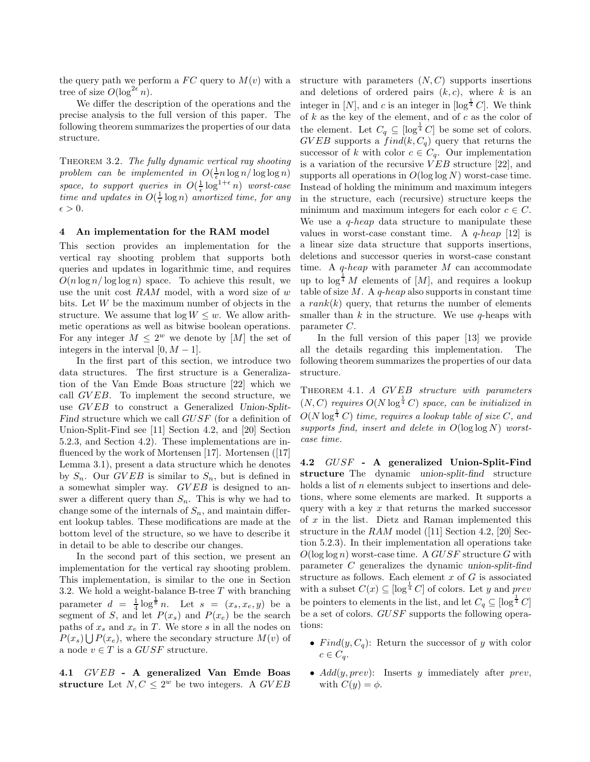the query path we perform a $FC$ query to $M(v)$ with a tree of size $O(\log^{2\epsilon} n)$.

We differ the description of the operations and the precise analysis to the full version of this paper. The following theorem summarizes the properties of our data structure.

Theorem 3.2. *The fully dynamic vertical ray shooting problem can be implemented in $O(\frac{1}{\epsilon} n \log n / \log\log n)$ space, to support queries in $O(\frac{1}{\epsilon}\log^{1+\epsilon} n)$ worst-case time and updates in $O(\frac{1}{\epsilon}\log n)$ amortized time, for any $\epsilon > 0$.*

## 4 An implementation for the RAM model

This section provides an implementation for the vertical ray shooting problem that supports both queries and updates in logarithmic time, and requires $O(n \log n / \log\log n)$ space. To achieve this result, we use the unit cost $RAM$ model, with a word size of $w$ bits. Let $W$ be the maximum number of objects in the structure. We assume that $\log W \leq w$. We allow arithmetic operations as well as bitwise boolean operations. For any integer $M \leq 2^w$ we denote by $[M]$ the set of integers in the interval $[0, M-1]$.

In the first part of this section, we introduce two data structures. The first structure is a Generalization of the Van Emde Boas structure [22] which we call $GVEB$. To implement the second structure, we use $GVEB$ to construct a Generalized *Union-Split-Find* structure which we call $GUSF$ (for a definition of Union-Split-Find see [11] Section 4.2, and [20] Section 5.2.3, and Section 4.2). These implementations are influenced by the work of Mortensen [17]. Mortensen ([17] Lemma 3.1), present a data structure which he denotes by $S_n$. Our $GVEB$ is similar to $S_n$, but is defined in a somewhat simpler way. $GVEB$ is designed to answer a different query than $S_n$. This is why we had to change some of the internals of $S_n$, and maintain different lookup tables. These modifications are made at the bottom level of the structure, so we have to describe it in detail to be able to describe our changes.

In the second part of this section, we present an implementation for the vertical ray shooting problem. This implementation, is similar to the one in Section 3.2. We hold a weight-balance B-tree $T$ with branching parameter $d = \frac{1}{4}\log^{\frac{1}{8}} n$. Let $s = (x_s, x_e, y)$ be a segment of $S$, and let $P(x_s)$ and $P(x_e)$ be the search paths of $x_s$ and $x_e$ in $T$. We store $s$ in all the nodes on $P(x_s) \bigcup P(x_e)$, where the secondary structure $M(v)$ of a node $v \in T$ is a $GUSF$ structure.

### 4.1 $GVEB$ - A generalized Van Emde Boas structure

Let $N, C \leq 2^w$ be two integers. A $GVEB$ structure with parameters $(N, C)$ supports insertions and deletions of ordered pairs $(k, c)$, where $k$ is an integer in $[N]$, and $c$ is an integer in $[\log^{\frac{1}{4}} C]$. We think of $k$ as the key of the element, and of $c$ as the color of the element. Let $C_q \subseteq [\log^{\frac{1}{4}} C]$ be some set of colors. $GVEB$ supports a $find(k, C_q)$ query that returns the successor of $k$ with color $c \in C_q$. Our implementation is a variation of the recursive $VEB$ structure [22], and supports all operations in $O(\log\log N)$ worst-case time. Instead of holding the minimum and maximum integers in the structure, each (recursive) structure keeps the minimum and maximum integers for each color $c \in C$. We use a *q-heap* data structure to manipulate these values in worst-case constant time. A *q-heap* [12] is a linear size data structure that supports insertions, deletions and successor queries in worst-case constant time. A *q-heap* with parameter $M$ can accommodate up to $\log^{\frac{1}{4}} M$ elements of $[M]$, and requires a lookup table of size $M$. A *q-heap* also supports in constant time a $rank(k)$ query, that returns the number of elements smaller than $k$ in the structure. We use *q*-heaps with parameter $C$.

In the full version of this paper [13] we provide all the details regarding this implementation. The following theorem summarizes the properties of our data structure.

Theorem 4.1. *A $GVEB$ structure with parameters $(N, C)$ requires $O(N \log^{\frac{1}{4}} C)$ space, can be initialized in $O(N \log^{\frac{1}{4}} C)$ time, requires a lookup table of size $C$, and supports find, insert and delete in $O(\log\log N)$ worst-case time.*

### 4.2 $GUSF$ - A generalized Union-Split-Find structure

The dynamic *union-split-find* structure holds a list of $n$ elements subject to insertions and deletions, where some elements are marked. It supports a query with a key $x$ that returns the marked successor of $x$ in the list. Dietz and Raman implemented this structure in the $RAM$ model ([11] Section 4.2, [20] Section 5.2.3). In their implementation all operations take $O(\log\log n)$ worst-case time. A $GUSF$ structure $G$ with parameter $C$ generalizes the dynamic *union-split-find* structure as follows. Each element $x$ of $G$ is associated with a subset $C(x) \subseteq [\log^{\frac{1}{4}} C]$ of colors. Let $y$ and $prev$ be pointers to elements in the list, and let $C_q \subseteq [\log^{\frac{1}{4}} C]$ be a set of colors. $GUSF$ supports the following operations:

- $Find(y, C_q)$: Return the successor of $y$ with color $c \in C_q$.
- $Add(y, prev)$: Inserts $y$ immediately after $prev$, with $C(y) = \phi$.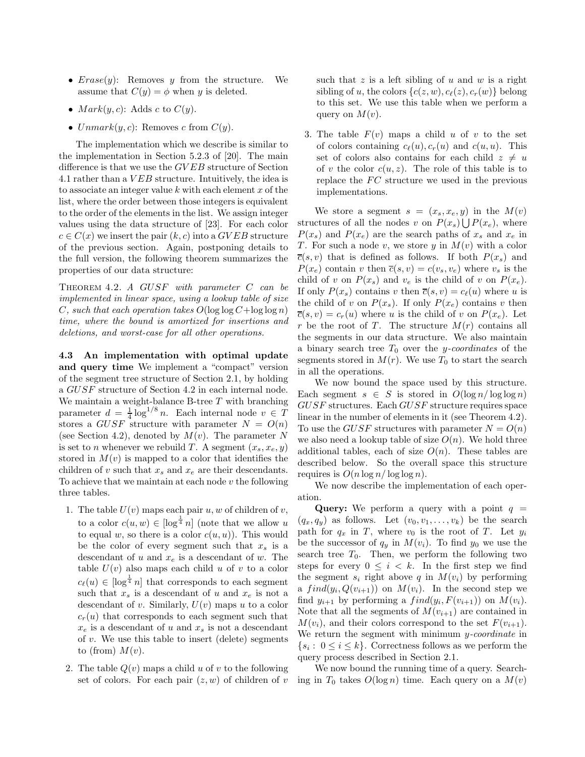- $Erase(y)$: Removes $y$ from the structure. We assume that $C(y) = \phi$ when $y$ is deleted.
- $Mark(y, c)$: Adds $c$ to $C(y)$.
- $Unmark(y, c)$: Removes $c$ from $C(y)$.

The implementation which we describe is similar to the implementation in Section 5.2.3 of [20]. The main difference is that we use the $GVEB$ structure of Section 4.1 rather than a $VEB$ structure. Intuitively, the idea is to associate an integer value $k$ with each element $x$ of the list, where the order between those integers is equivalent to the order of the elements in the list. We assign integer values using the data structure of [23]. For each color $c \in C(x)$ we insert the pair $(k, c)$ into a $GVEB$ structure of the previous section. Again, postponing details to the full version, the following theorem summarizes the properties of our data structure:

Theorem 4.2. *A $GUSF$ with parameter $C$ can be implemented in linear space, using a lookup table of size $C$, such that each operation takes $O(\log\log C + \log\log n)$ time, where the bound is amortized for insertions and deletions, and worst-case for all other operations.*

**4.3 An implementation with optimal update and query time** We implement a "compact" version of the segment tree structure of Section 2.1, by holding a $GUSF$ structure of Section 4.2 in each internal node. We maintain a weight-balance B-tree $T$ with branching parameter $d = \frac{1}{4}\log^{1/8} n$. Each internal node $v \in T$ stores a $GUSF$ structure with parameter $N = O(n)$ (see Section 4.2), denoted by $M(v)$. The parameter $N$ is set to $n$ whenever we rebuild $T$. A segment $(x_s, x_e, y)$ stored in $M(v)$ is mapped to a color that identifies the children of $v$ such that $x_s$ and $x_e$ are their descendants. To achieve that we maintain at each node $v$ the following three tables.

1. The table $U(v)$ maps each pair $u, w$ of children of $v$, to a color $c(u, w) \in [\log^{\frac{1}{4}} n]$ (note that we allow $u$ to equal $w$, so there is a color $c(u, u)$). This would be the color of every segment such that $x_s$ is a descendant of $u$ and $x_e$ is a descendant of $w$. The table $U(v)$ also maps each child $u$ of $v$ to a color $c_\ell(u) \in [\log^{\frac{1}{4}} n]$ that corresponds to each segment such that $x_s$ is a descendant of $u$ and $x_e$ is not a descendant of $v$. Similarly, $U(v)$ maps $u$ to a color $c_r(u)$ that corresponds to each segment such that $x_e$ is a descendant of $u$ and $x_s$ is not a descendant of $v$. We use this table to insert (delete) segments to (from) $M(v)$.

2. The table $Q(v)$ maps a child $u$ of $v$ to the following set of colors. For each pair $(z, w)$ of children of $v$ such that $z$ is a left sibling of $u$ and $w$ is a right sibling of $u$, the colors $\{c(z, w), c_\ell(z), c_r(w)\}$ belong to this set. We use this table when we perform a query on $M(v)$.

3. The table $F(v)$ maps a child $u$ of $v$ to the set of colors containing $c_\ell(u), c_r(u)$ and $c(u, u)$. This set of colors also contains for each child $z \neq u$ of $v$ the color $c(u, z)$. The role of this table is to replace the $FC$ structure we used in the previous implementations.

We store a segment $s = (x_s, x_e, y)$ in the $M(v)$ structures of all the nodes $v$ on $P(x_s) \bigcup P(x_e)$, where $P(x_s)$ and $P(x_e)$ are the search paths of $x_s$ and $x_e$ in $T$. For such a node $v$, we store $y$ in $M(v)$ with a color $\overline{c}(s, v)$ that is defined as follows. If both $P(x_s)$ and $P(x_e)$ contain $v$ then $\overline{c}(s, v) = c(v_s, v_e)$ where $v_s$ is the child of $v$ on $P(x_s)$ and $v_e$ is the child of $v$ on $P(x_e)$. If only $P(x_s)$ contains $v$ then $\overline{c}(s, v) = c_\ell(u)$ where $u$ is the child of $v$ on $P(x_s)$. If only $P(x_e)$ contains $v$ then $\overline{c}(s, v) = c_r(u)$ where $u$ is the child of $v$ on $P(x_e)$. Let $r$ be the root of $T$. The structure $M(r)$ contains all the segments in our data structure. We also maintain a binary search tree $T_0$ over the *y-coordinates* of the segments stored in $M(r)$. We use $T_0$ to start the search in all the operations.

We now bound the space used by this structure. Each segment $s \in S$ is stored in $O(\log n/\log\log n)$ $GUSF$ structures. Each $GUSF$ structure requires space linear in the number of elements in it (see Theorem 4.2). To use the $GUSF$ structures with parameter $N = O(n)$ we also need a lookup table of size $O(n)$. We hold three additional tables, each of size $O(n)$. These tables are described below. So the overall space this structure requires is $O(n \log n/\log\log n)$.

We now describe the implementation of each operation.

**Query:** We perform a query with a point $q = (q_x, q_y)$ as follows. Let $(v_0, v_1, \ldots, v_k)$ be the search path for $q_x$ in $T$, where $v_0$ is the root of $T$. Let $y_i$ be the successor of $q_y$ in $M(v_i)$. To find $y_0$ we use the search tree $T_0$. Then, we perform the following two steps for every $0 \leq i < k$. In the first step we find the segment $s_i$ right above $q$ in $M(v_i)$ by performing a $find(y_i, Q(v_{i+1}))$ on $M(v_i)$. In the second step we find $y_{i+1}$ by performing a $find(y_i, F(v_{i+1}))$ on $M(v_i)$. Note that all the segments of $M(v_{i+1})$ are contained in $M(v_i)$, and their colors correspond to the set $F(v_{i+1})$. We return the segment with minimum *y-coordinate* in $\{s_i : 0 \leq i \leq k\}$. Correctness follows as we perform the query process described in Section 2.1.

We now bound the running time of a query. Searching in $T_0$ takes $O(\log n)$ time. Each query on a $M(v)$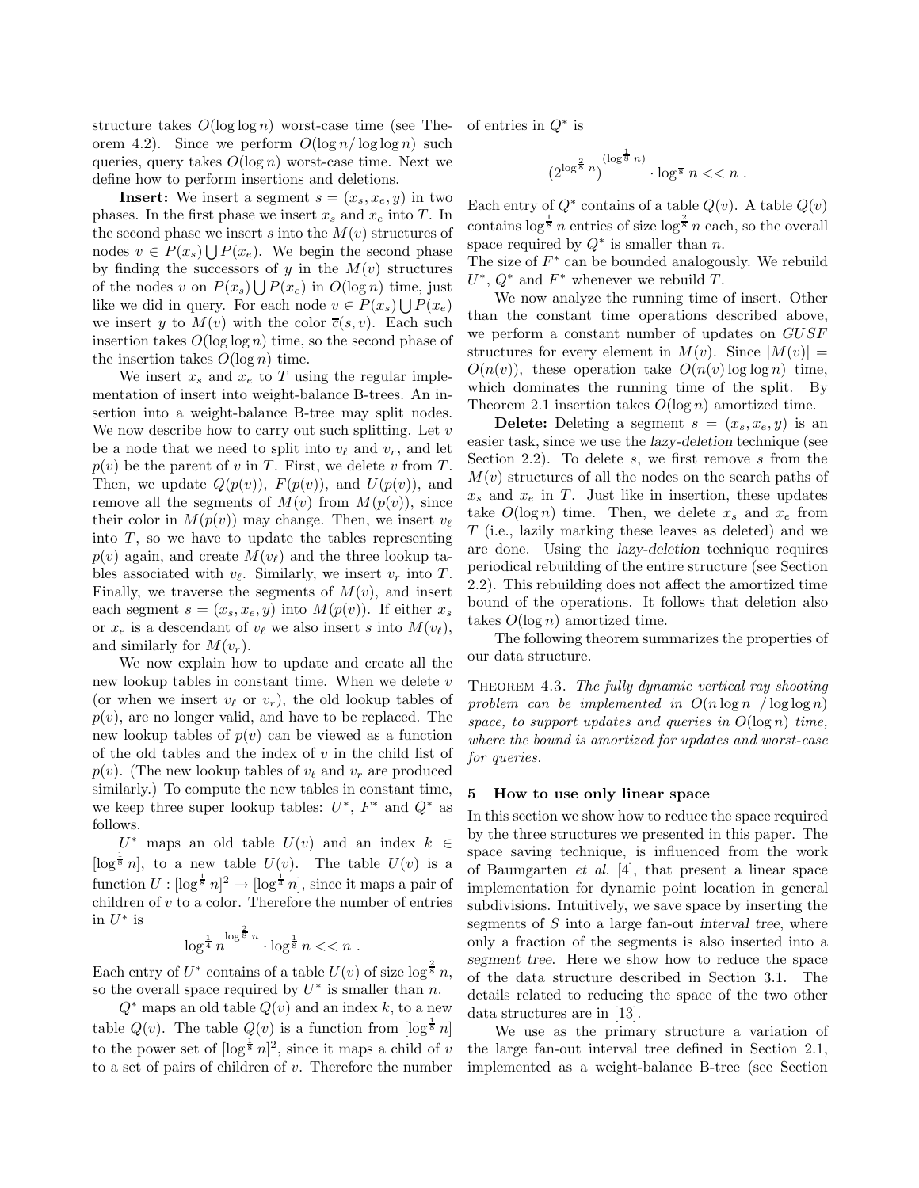structure takes $O(\log\log n)$ worst-case time (see Theorem 4.2). Since we perform $O(\log n/\log\log n)$ such queries, query takes $O(\log n)$ worst-case time. Next we define how to perform insertions and deletions.

**Insert:** We insert a segment $s = (x_s, x_e, y)$ in two phases. In the first phase we insert $x_s$ and $x_e$ into $T$. In the second phase we insert $s$ into the $M(v)$ structures of nodes $v \in P(x_s) \bigcup P(x_e)$. We begin the second phase by finding the successors of $y$ in the $M(v)$ structures of the nodes $v$ on $P(x_s) \bigcup P(x_e)$ in $O(\log n)$ time, just like we did in query. For each node $v \in P(x_s) \bigcup P(x_e)$ we insert $y$ to $M(v)$ with the color $\overline{c}(s, v)$. Each such insertion takes $O(\log\log n)$ time, so the second phase of the insertion takes $O(\log n)$ time.

We insert $x_s$ and $x_e$ to $T$ using the regular implementation of insert into weight-balance B-trees. An insertion into a weight-balance B-tree may split nodes. We now describe how to carry out such splitting. Let $v$ be a node that we need to split into $v_\ell$ and $v_r$, and let $p(v)$ be the parent of $v$ in $T$. First, we delete $v$ from $T$. Then, we update $Q(p(v))$, $F(p(v))$, and $U(p(v))$, and remove all the segments of $M(v)$ from $M(p(v))$, since their color in $M(p(v))$ may change. Then, we insert $v_\ell$ into $T$, so we have to update the tables representing $p(v)$ again, and create $M(v_\ell)$ and the three lookup tables associated with $v_\ell$. Similarly, we insert $v_r$ into $T$. Finally, we traverse the segments of $M(v)$, and insert each segment $s = (x_s, x_e, y)$ into $M(p(v))$. If either $x_s$ or $x_e$ is a descendant of $v_\ell$ we also insert $s$ into $M(v_\ell)$, and similarly for $M(v_r)$.

We now explain how to update and create all the new lookup tables in constant time. When we delete $v$ (or when we insert $v_\ell$ or $v_r$), the old lookup tables of $p(v)$, are no longer valid, and have to be replaced. The new lookup tables of $p(v)$ can be viewed as a function of the old tables and the index of $v$ in the child list of $p(v)$. (The new lookup tables of $v_\ell$ and $v_r$ are produced similarly.) To compute the new tables in constant time, we keep three super lookup tables: $U^*$, $F^*$ and $Q^*$ as follows.

$U^*$ maps an old table $U(v)$ and an index $k \in [\log^{\frac{1}{8}} n]$, to a new table $U(v)$. The table $U(v)$ is a function $U : [\log^{\frac{1}{8}} n]^2 \rightarrow [\log^{\frac{1}{4}} n]$, since it maps a pair of children of $v$ to a color. Therefore the number of entries in $U^*$ is

$$\log^{\frac{1}{4}} n^{\log^{\frac{2}{8}} n} \cdot \log^{\frac{1}{8}} n << n .$$

Each entry of $U^*$ contains of a table $U(v)$ of size $\log^{\frac{2}{8}} n$, so the overall space required by $U^*$ is smaller than $n$.

$Q^*$ maps an old table $Q(v)$ and an index $k$, to a new table $Q(v)$. The table $Q(v)$ is a function from $[\log^{\frac{1}{8}} n]$ to the power set of $[\log^{\frac{1}{8}} n]^2$, since it maps a child of $v$ to a set of pairs of children of $v$. Therefore the number of entries in $Q^*$ is

$$\left(2^{\log^{\frac{2}{8}} n}\right)^{(\log^{\frac{1}{8}} n)} \cdot \log^{\frac{1}{8}} n << n .$$

Each entry of $Q^*$ contains of a table $Q(v)$. A table $Q(v)$ contains $\log^{\frac{1}{8}} n$ entries of size $\log^{\frac{2}{8}} n$ each, so the overall space required by $Q^*$ is smaller than $n$.
The size of $F^*$ can be bounded analogously. We rebuild $U^*$, $Q^*$ and $F^*$ whenever we rebuild $T$.

We now analyze the running time of insert. Other than the constant time operations described above, we perform a constant number of updates on *GUSF* structures for every element in $M(v)$. Since $|M(v)| = O(n(v))$, these operation take $O(n(v)\log\log n)$ time, which dominates the running time of the split. By Theorem 2.1 insertion takes $O(\log n)$ amortized time.

**Delete:** Deleting a segment $s = (x_s, x_e, y)$ is an easier task, since we use the *lazy-deletion* technique (see Section 2.2). To delete $s$, we first remove $s$ from the $M(v)$ structures of all the nodes on the search paths of $x_s$ and $x_e$ in $T$. Just like in insertion, these updates take $O(\log n)$ time. Then, we delete $x_s$ and $x_e$ from $T$ (i.e., lazily marking these leaves as deleted) and we are done. Using the *lazy-deletion* technique requires periodical rebuilding of the entire structure (see Section 2.2). This rebuilding does not affect the amortized time bound of the operations. It follows that deletion also takes $O(\log n)$ amortized time.

The following theorem summarizes the properties of our data structure.

Theorem 4.3. *The fully dynamic vertical ray shooting problem can be implemented in $O(n\log n\ /\log\log n)$ space, to support updates and queries in $O(\log n)$ time, where the bound is amortized for updates and worst-case for queries.*

## 5 How to use only linear space

In this section we show how to reduce the space required by the three structures we presented in this paper. The space saving technique, is influenced from the work of Baumgarten *et al.* [4], that present a linear space implementation for dynamic point location in general subdivisions. Intuitively, we save space by inserting the segments of $S$ into a large fan-out *interval tree*, where only a fraction of the segments is also inserted into a *segment tree*. Here we show how to reduce the space of the data structure described in Section 3.1. The details related to reducing the space of the two other data structures are in [13].

We use as the primary structure a variation of the large fan-out interval tree defined in Section 2.1, implemented as a weight-balance B-tree (see Section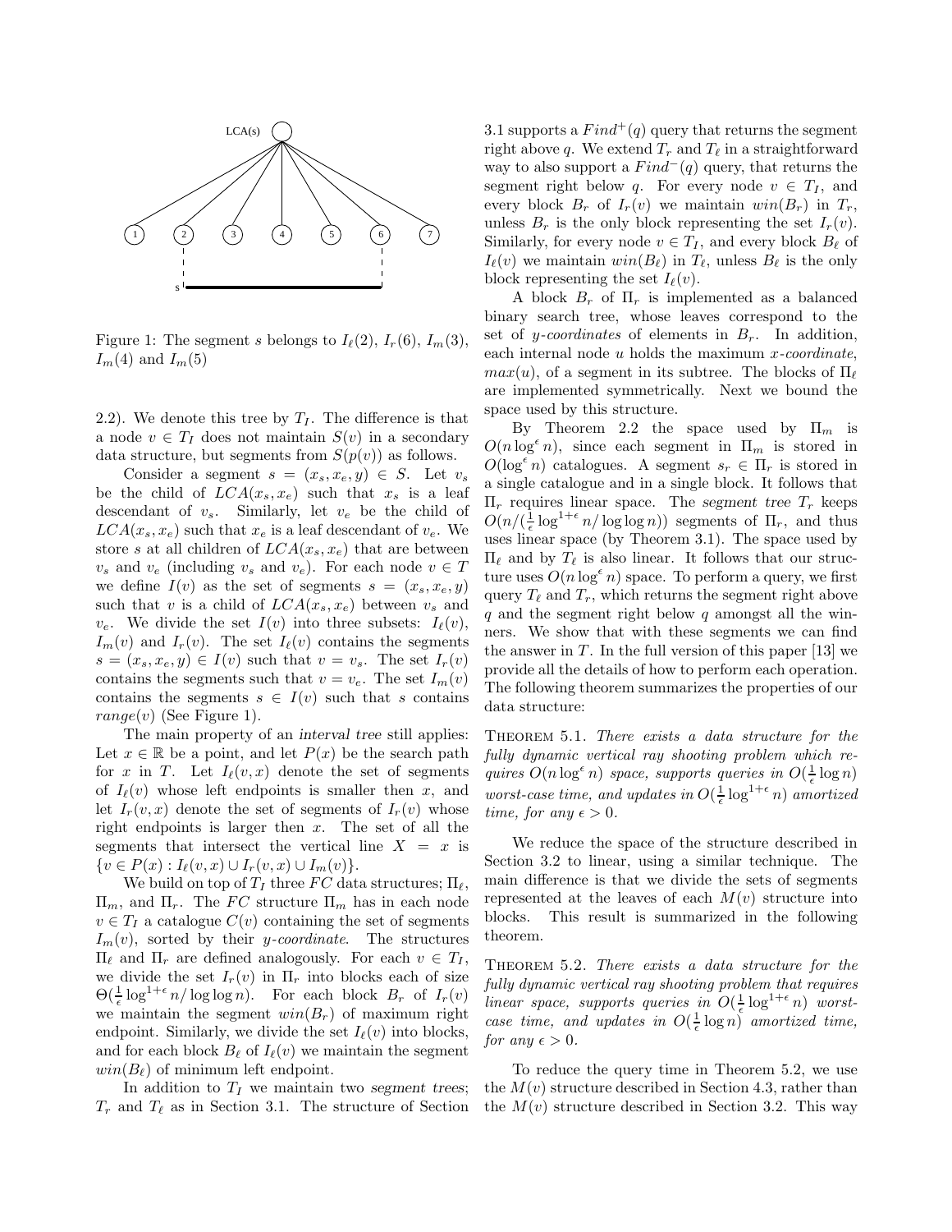Figure 1: The segment $s$ belongs to $I_\ell(2)$, $I_r(6)$, $I_m(3)$, $I_m(4)$ and $I_m(5)$

2.2). We denote this tree by $T_I$. The difference is that a node $v \in T_I$ does not maintain $S(v)$ in a secondary data structure, but segments from $S(p(v))$ as follows.

Consider a segment $s = (x_s, x_e, y) \in S$. Let $v_s$ be the child of $LCA(x_s, x_e)$ such that $x_s$ is a leaf descendant of $v_s$. Similarly, let $v_e$ be the child of $LCA(x_s, x_e)$ such that $x_e$ is a leaf descendant of $v_e$. We store $s$ at all children of $LCA(x_s, x_e)$ that are between $v_s$ and $v_e$ (including $v_s$ and $v_e$). For each node $v \in T$ we define $I(v)$ as the set of segments $s = (x_s, x_e, y)$ such that $v$ is a child of $LCA(x_s, x_e)$ between $v_s$ and $v_e$. We divide the set $I(v)$ into three subsets: $I_\ell(v)$, $I_m(v)$ and $I_r(v)$. The set $I_\ell(v)$ contains the segments $s = (x_s, x_e, y) \in I(v)$ such that $v = v_s$. The set $I_r(v)$ contains the segments such that $v = v_e$. The set $I_m(v)$ contains the segments $s \in I(v)$ such that $s$ contains $range(v)$ (See Figure 1).

The main property of an *interval tree* still applies: Let $x \in \mathbb{R}$ be a point, and let $P(x)$ be the search path for $x$ in $T$. Let $I_\ell(v, x)$ denote the set of segments of $I_\ell(v)$ whose left endpoints is smaller then $x$, and let $I_r(v, x)$ denote the set of segments of $I_r(v)$ whose right endpoints is larger then $x$. The set of all the segments that intersect the vertical line $X = x$ is $\{v \in P(x) : I_\ell(v, x) \cup I_r(v, x) \cup I_m(v)\}$.

We build on top of $T_I$ three $FC$ data structures; $\Pi_\ell$, $\Pi_m$, and $\Pi_r$. The $FC$ structure $\Pi_m$ has in each node $v \in T_I$ a catalogue $C(v)$ containing the set of segments $I_m(v)$, sorted by their *y-coordinate*. The structures $\Pi_\ell$ and $\Pi_r$ are defined analogously. For each $v \in T_I$, we divide the set $I_r(v)$ in $\Pi_r$ into blocks each of size $\Theta(\frac{1}{\epsilon}\log^{1+\epsilon} n/\log\log n)$. For each block $B_r$ of $I_r(v)$ we maintain the segment $win(B_r)$ of maximum right endpoint. Similarly, we divide the set $I_\ell(v)$ into blocks, and for each block $B_\ell$ of $I_\ell(v)$ we maintain the segment $win(B_\ell)$ of minimum left endpoint.

In addition to $T_I$ we maintain two *segment trees*; $T_r$ and $T_\ell$ as in Section 3.1. The structure of Section 3.1 supports a $Find^+(q)$ query that returns the segment right above $q$. We extend $T_r$ and $T_\ell$ in a straightforward way to also support a $Find^-(q)$ query, that returns the segment right below $q$. For every node $v \in T_I$, and every block $B_r$ of $I_r(v)$ we maintain $win(B_r)$ in $T_r$, unless $B_r$ is the only block representing the set $I_r(v)$. Similarly, for every node $v \in T_I$, and every block $B_\ell$ of $I_\ell(v)$ we maintain $win(B_\ell)$ in $T_\ell$, unless $B_\ell$ is the only block representing the set $I_\ell(v)$.

A block $B_r$ of $\Pi_r$ is implemented as a balanced binary search tree, whose leaves correspond to the set of *y-coordinates* of elements in $B_r$. In addition, each internal node $u$ holds the maximum *x-coordinate*, $max(u)$, of a segment in its subtree. The blocks of $\Pi_\ell$ are implemented symmetrically. Next we bound the space used by this structure.

By Theorem 2.2 the space used by $\Pi_m$ is $O(n\log^\epsilon n)$, since each segment in $\Pi_m$ is stored in $O(\log^\epsilon n)$ catalogues. A segment $s_r \in \Pi_r$ is stored in a single catalogue and in a single block. It follows that $\Pi_r$ requires linear space. The *segment tree* $T_r$ keeps $O(n/(\frac{1}{\epsilon}\log^{1+\epsilon} n/\log\log n))$ segments of $\Pi_r$, and thus uses linear space (by Theorem 3.1). The space used by $\Pi_\ell$ and by $T_\ell$ is also linear. It follows that our structure uses $O(n\log^\epsilon n)$ space. To perform a query, we first query $T_\ell$ and $T_r$, which returns the segment right above $q$ and the segment right below $q$ amongst all the winners. We show that with these segments we can find the answer in $T$. In the full version of this paper [13] we provide all the details of how to perform each operation. The following theorem summarizes the properties of our data structure:

**Theorem 5.1.** *There exists a data structure for the fully dynamic vertical ray shooting problem which requires $O(n\log^\epsilon n)$ space, supports queries in $O(\frac{1}{\epsilon}\log n)$ worst-case time, and updates in $O(\frac{1}{\epsilon}\log^{1+\epsilon} n)$ amortized time, for any $\epsilon > 0$.*

We reduce the space of the structure described in Section 3.2 to linear, using a similar technique. The main difference is that we divide the sets of segments represented at the leaves of each $M(v)$ structure into blocks. This result is summarized in the following theorem.

**Theorem 5.2.** *There exists a data structure for the fully dynamic vertical ray shooting problem that requires linear space, supports queries in $O(\frac{1}{\epsilon}\log^{1+\epsilon} n)$ worst-case time, and updates in $O(\frac{1}{\epsilon}\log n)$ amortized time, for any $\epsilon > 0$.*

To reduce the query time in Theorem 5.2, we use the $M(v)$ structure described in Section 4.3, rather than the $M(v)$ structure described in Section 3.2. This way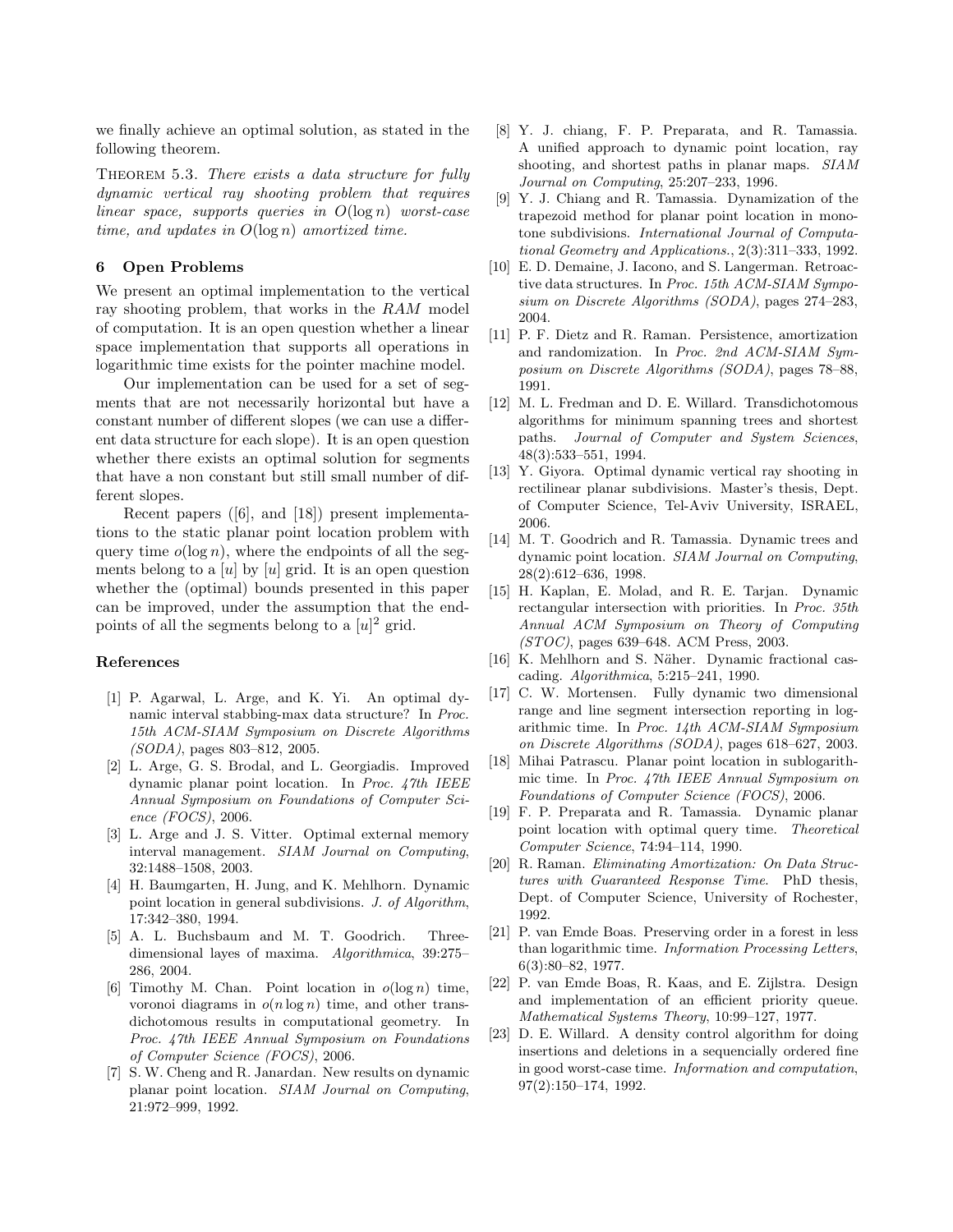we finally achieve an optimal solution, as stated in the following theorem.

Theorem 5.3. *There exists a data structure for fully dynamic vertical ray shooting problem that requires linear space, supports queries in $O(\log n)$ worst-case time, and updates in $O(\log n)$ amortized time.*

## 6 Open Problems

We present an optimal implementation to the vertical ray shooting problem, that works in the *RAM* model of computation. It is an open question whether a linear space implementation that supports all operations in logarithmic time exists for the pointer machine model.

Our implementation can be used for a set of segments that are not necessarily horizontal but have a constant number of different slopes (we can use a different data structure for each slope). It is an open question whether there exists an optimal solution for segments that have a non constant but still small number of different slopes.

Recent papers ([6], and [18]) present implementations to the static planar point location problem with query time $o(\log n)$, where the endpoints of all the segments belong to a $[u]$ by $[u]$ grid. It is an open question whether the (optimal) bounds presented in this paper can be improved, under the assumption that the endpoints of all the segments belong to a $[u]^2$ grid.

## References

[1] P. Agarwal, L. Arge, and K. Yi. An optimal dynamic interval stabbing-max data structure? In *Proc. 15th ACM-SIAM Symposium on Discrete Algorithms (SODA)*, pages 803–812, 2005.

[2] L. Arge, G. S. Brodal, and L. Georgiadis. Improved dynamic planar point location. In *Proc. 47th IEEE Annual Symposium on Foundations of Computer Science (FOCS)*, 2006.

[3] L. Arge and J. S. Vitter. Optimal external memory interval management. *SIAM Journal on Computing*, 32:1488–1508, 2003.

[4] H. Baumgarten, H. Jung, and K. Mehlhorn. Dynamic point location in general subdivisions. *J. of Algorithm*, 17:342–380, 1994.

[5] A. L. Buchsbaum and M. T. Goodrich. Three-dimensional layes of maxima. *Algorithmica*, 39:275–286, 2004.

[6] Timothy M. Chan. Point location in $o(\log n)$ time, voronoi diagrams in $o(n \log n)$ time, and other transdichotomous results in computational geometry. In *Proc. 47th IEEE Annual Symposium on Foundations of Computer Science (FOCS)*, 2006.

[7] S. W. Cheng and R. Janardan. New results on dynamic planar point location. *SIAM Journal on Computing*, 21:972–999, 1992.

[8] Y. J. chiang, F. P. Preparata, and R. Tamassia. A unified approach to dynamic point location, ray shooting, and shortest paths in planar maps. *SIAM Journal on Computing*, 25:207–233, 1996.

[9] Y. J. Chiang and R. Tamassia. Dynamization of the trapezoid method for planar point location in monotone subdivisions. *International Journal of Computational Geometry and Applications.*, 2(3):311–333, 1992.

[10] E. D. Demaine, J. Iacono, and S. Langerman. Retroactive data structures. In *Proc. 15th ACM-SIAM Symposium on Discrete Algorithms (SODA)*, pages 274–283, 2004.

[11] P. F. Dietz and R. Raman. Persistence, amortization and randomization. In *Proc. 2nd ACM-SIAM Symposium on Discrete Algorithms (SODA)*, pages 78–88, 1991.

[12] M. L. Fredman and D. E. Willard. Transdichotomous algorithms for minimum spanning trees and shortest paths. *Journal of Computer and System Sciences*, 48(3):533–551, 1994.

[13] Y. Giyora. Optimal dynamic vertical ray shooting in rectilinear planar subdivisions. Master's thesis, Dept. of Computer Science, Tel-Aviv University, ISRAEL, 2006.

[14] M. T. Goodrich and R. Tamassia. Dynamic trees and dynamic point location. *SIAM Journal on Computing*, 28(2):612–636, 1998.

[15] H. Kaplan, E. Molad, and R. E. Tarjan. Dynamic rectangular intersection with priorities. In *Proc. 35th Annual ACM Symposium on Theory of Computing (STOC)*, pages 639–648. ACM Press, 2003.

[16] K. Mehlhorn and S. Năher. Dynamic fractional cascading. *Algorithmica*, 5:215–241, 1990.

[17] C. W. Mortensen. Fully dynamic two dimensional range and line segment intersection reporting in logarithmic time. In *Proc. 14th ACM-SIAM Symposium on Discrete Algorithms (SODA)*, pages 618–627, 2003.

[18] Mihai Patrascu. Planar point location in sublogarithmic time. In *Proc. 47th IEEE Annual Symposium on Foundations of Computer Science (FOCS)*, 2006.

[19] F. P. Preparata and R. Tamassia. Dynamic planar point location with optimal query time. *Theoretical Computer Science*, 74:94–114, 1990.

[20] R. Raman. *Eliminating Amortization: On Data Structures with Guaranteed Response Time.* PhD thesis, Dept. of Computer Science, University of Rochester, 1992.

[21] P. van Emde Boas. Preserving order in a forest in less than logarithmic time. *Information Processing Letters*, 6(3):80–82, 1977.

[22] P. van Emde Boas, R. Kaas, and E. Zijlstra. Design and implementation of an efficient priority queue. *Mathematical Systems Theory*, 10:99–127, 1977.

[23] D. E. Willard. A density control algorithm for doing insertions and deletions in a sequencially ordered fine in good worst-case time. *Information and computation*, 97(2):150–174, 1992.